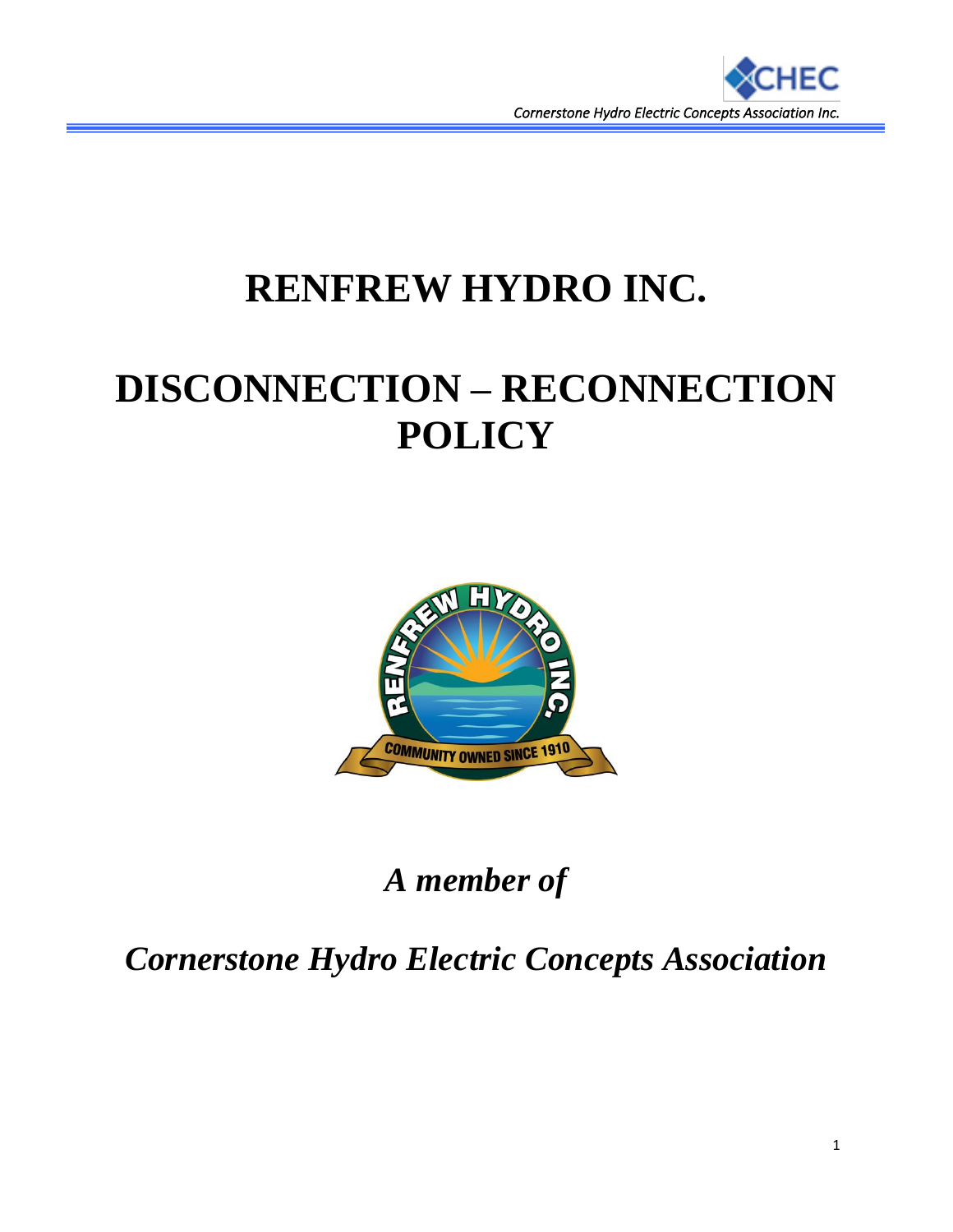# RENFREW HYDRO INC.

# DISCONNECTION – RECONNECTION POLICY

*A member of*

*Cornerstone Hydro Electric Concepts Association*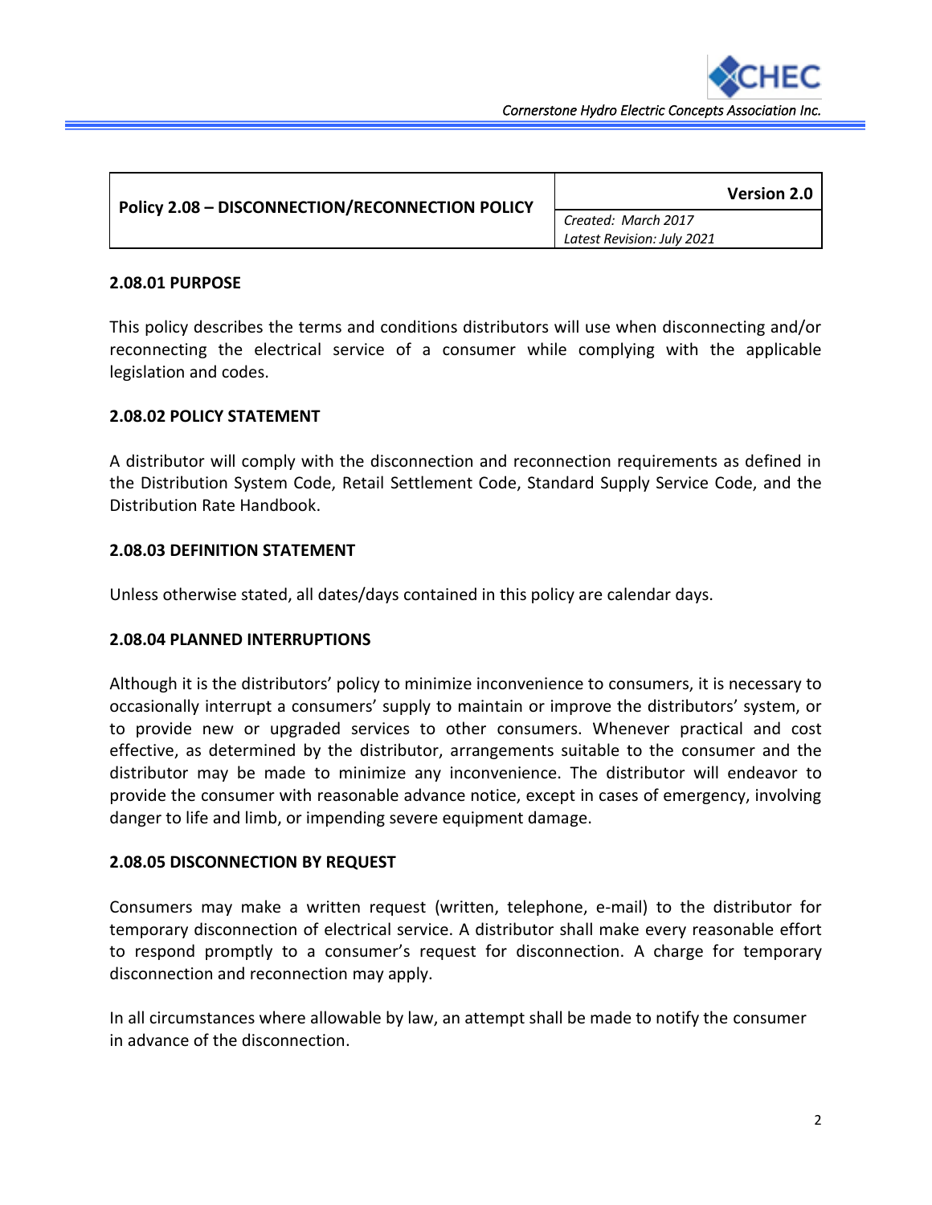| Policy 2.08 – DISCONNECTION/RECONNECTION POLICY | Version 2.0 |
| --- | --- |
| | *Created: March 2017* *Latest Revision: July 2021* |

**2.08.01 PURPOSE**

This policy describes the terms and conditions distributors will use when disconnecting and/or reconnecting the electrical service of a consumer while complying with the applicable legislation and codes.

**2.08.02 POLICY STATEMENT**

A distributor will comply with the disconnection and reconnection requirements as defined in the Distribution System Code, Retail Settlement Code, Standard Supply Service Code, and the Distribution Rate Handbook.

**2.08.03 DEFINITION STATEMENT**

Unless otherwise stated, all dates/days contained in this policy are calendar days.

**2.08.04 PLANNED INTERRUPTIONS**

Although it is the distributors' policy to minimize inconvenience to consumers, it is necessary to occasionally interrupt a consumers' supply to maintain or improve the distributors' system, or to provide new or upgraded services to other consumers. Whenever practical and cost effective, as determined by the distributor, arrangements suitable to the consumer and the distributor may be made to minimize any inconvenience. The distributor will endeavor to provide the consumer with reasonable advance notice, except in cases of emergency, involving danger to life and limb, or impending severe equipment damage.

**2.08.05 DISCONNECTION BY REQUEST**

Consumers may make a written request (written, telephone, e-mail) to the distributor for temporary disconnection of electrical service. A distributor shall make every reasonable effort to respond promptly to a consumer's request for disconnection. A charge for temporary disconnection and reconnection may apply.

In all circumstances where allowable by law, an attempt shall be made to notify the consumer in advance of the disconnection.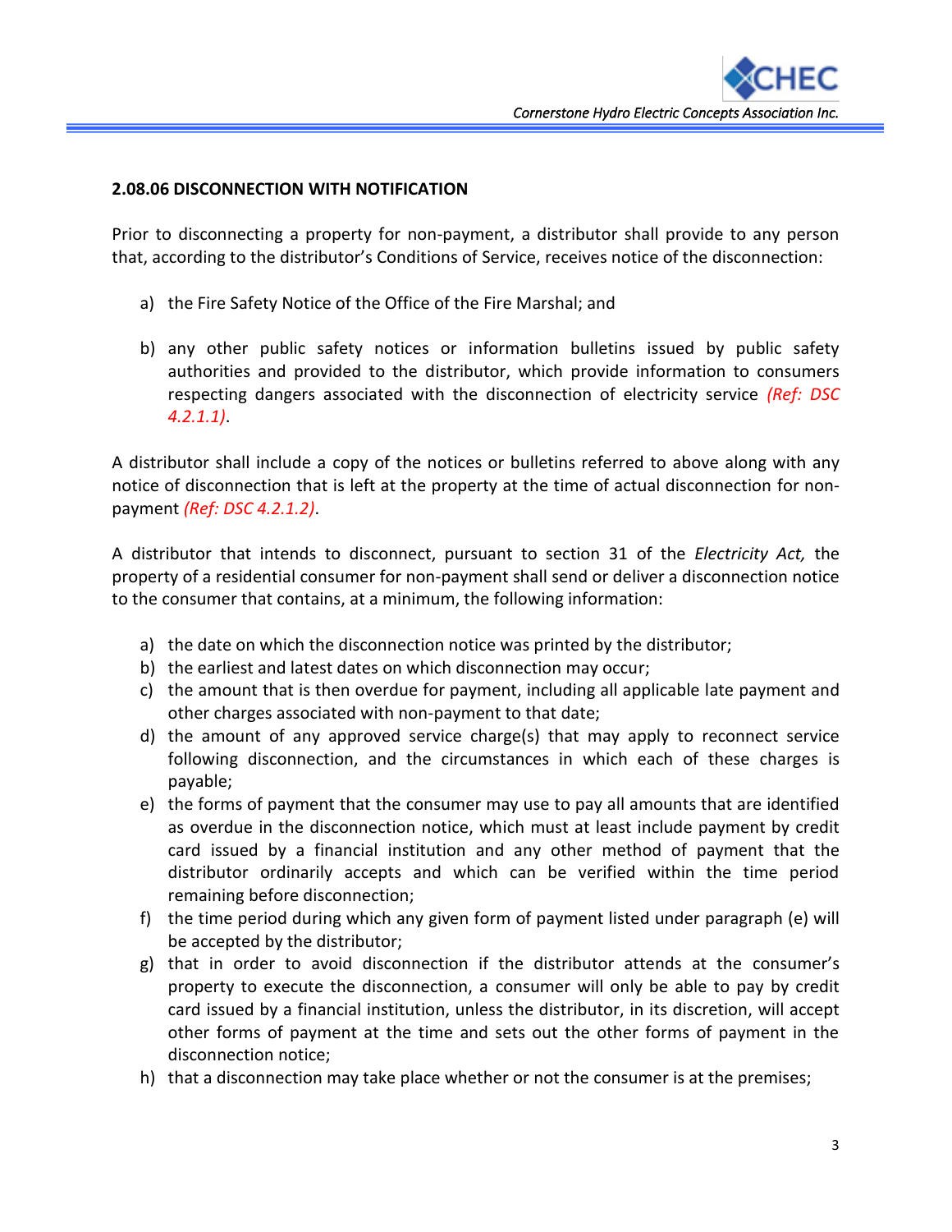### 2.08.06 DISCONNECTION WITH NOTIFICATION

Prior to disconnecting a property for non-payment, a distributor shall provide to any person that, according to the distributor's Conditions of Service, receives notice of the disconnection:

a) the Fire Safety Notice of the Office of the Fire Marshal; and

b) any other public safety notices or information bulletins issued by public safety authorities and provided to the distributor, which provide information to consumers respecting dangers associated with the disconnection of electricity service *(Ref: DSC 4.2.1.1)*.

A distributor shall include a copy of the notices or bulletins referred to above along with any notice of disconnection that is left at the property at the time of actual disconnection for non-payment *(Ref: DSC 4.2.1.2)*.

A distributor that intends to disconnect, pursuant to section 31 of the *Electricity Act,* the property of a residential consumer for non-payment shall send or deliver a disconnection notice to the consumer that contains, at a minimum, the following information:

a) the date on which the disconnection notice was printed by the distributor;
b) the earliest and latest dates on which disconnection may occur;
c) the amount that is then overdue for payment, including all applicable late payment and other charges associated with non-payment to that date;
d) the amount of any approved service charge(s) that may apply to reconnect service following disconnection, and the circumstances in which each of these charges is payable;
e) the forms of payment that the consumer may use to pay all amounts that are identified as overdue in the disconnection notice, which must at least include payment by credit card issued by a financial institution and any other method of payment that the distributor ordinarily accepts and which can be verified within the time period remaining before disconnection;
f) the time period during which any given form of payment listed under paragraph (e) will be accepted by the distributor;
g) that in order to avoid disconnection if the distributor attends at the consumer's property to execute the disconnection, a consumer will only be able to pay by credit card issued by a financial institution, unless the distributor, in its discretion, will accept other forms of payment at the time and sets out the other forms of payment in the disconnection notice;
h) that a disconnection may take place whether or not the consumer is at the premises;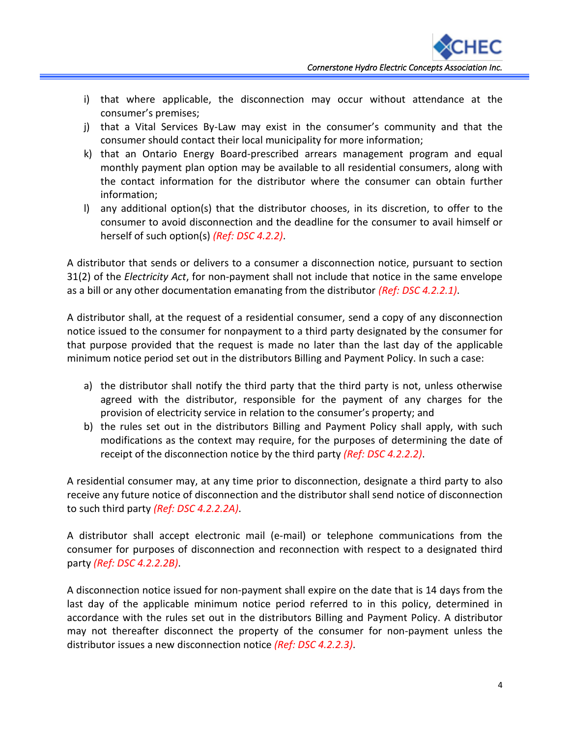i) that where applicable, the disconnection may occur without attendance at the consumer's premises;
j) that a Vital Services By-Law may exist in the consumer's community and that the consumer should contact their local municipality for more information;
k) that an Ontario Energy Board-prescribed arrears management program and equal monthly payment plan option may be available to all residential consumers, along with the contact information for the distributor where the consumer can obtain further information;
l) any additional option(s) that the distributor chooses, in its discretion, to offer to the consumer to avoid disconnection and the deadline for the consumer to avail himself or herself of such option(s) *(Ref: DSC 4.2.2)*.

A distributor that sends or delivers to a consumer a disconnection notice, pursuant to section 31(2) of the *Electricity Act*, for non-payment shall not include that notice in the same envelope as a bill or any other documentation emanating from the distributor *(Ref: DSC 4.2.2.1)*.

A distributor shall, at the request of a residential consumer, send a copy of any disconnection notice issued to the consumer for nonpayment to a third party designated by the consumer for that purpose provided that the request is made no later than the last day of the applicable minimum notice period set out in the distributors Billing and Payment Policy. In such a case:

a) the distributor shall notify the third party that the third party is not, unless otherwise agreed with the distributor, responsible for the payment of any charges for the provision of electricity service in relation to the consumer's property; and
b) the rules set out in the distributors Billing and Payment Policy shall apply, with such modifications as the context may require, for the purposes of determining the date of receipt of the disconnection notice by the third party *(Ref: DSC 4.2.2.2)*.

A residential consumer may, at any time prior to disconnection, designate a third party to also receive any future notice of disconnection and the distributor shall send notice of disconnection to such third party *(Ref: DSC 4.2.2.2A)*.

A distributor shall accept electronic mail (e-mail) or telephone communications from the consumer for purposes of disconnection and reconnection with respect to a designated third party *(Ref: DSC 4.2.2.2B)*.

A disconnection notice issued for non-payment shall expire on the date that is 14 days from the last day of the applicable minimum notice period referred to in this policy, determined in accordance with the rules set out in the distributors Billing and Payment Policy. A distributor may not thereafter disconnect the property of the consumer for non-payment unless the distributor issues a new disconnection notice *(Ref: DSC 4.2.2.3)*.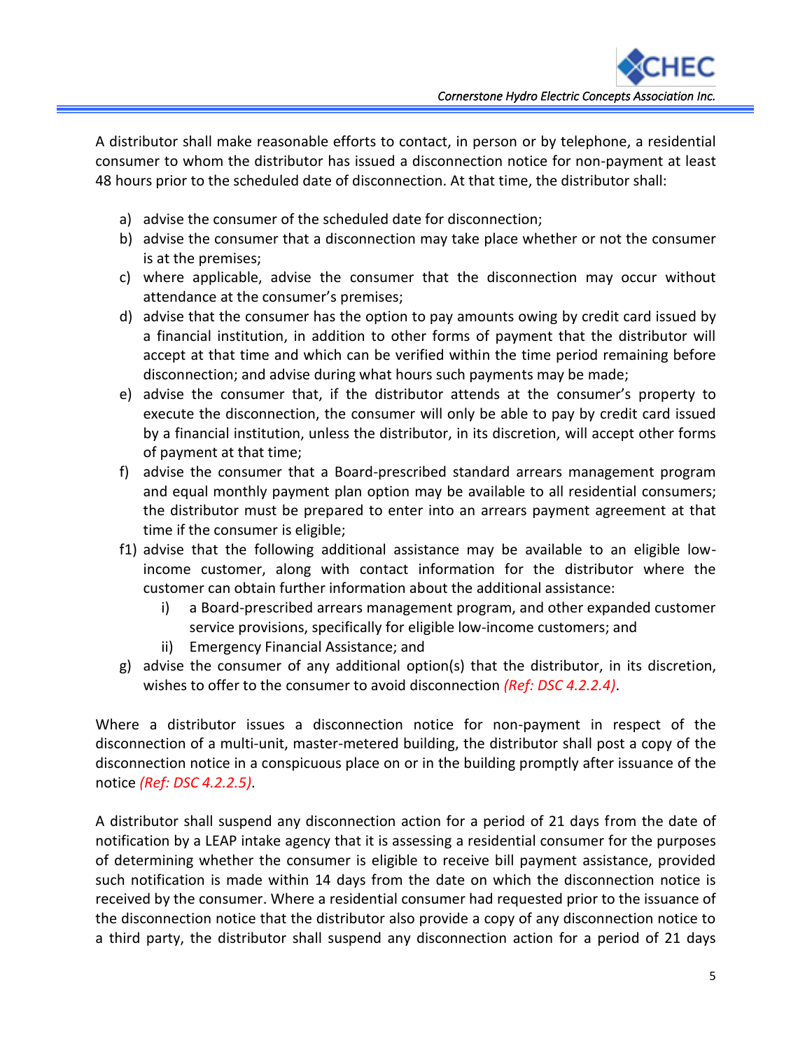A distributor shall make reasonable efforts to contact, in person or by telephone, a residential consumer to whom the distributor has issued a disconnection notice for non-payment at least 48 hours prior to the scheduled date of disconnection. At that time, the distributor shall:

a) advise the consumer of the scheduled date for disconnection;
b) advise the consumer that a disconnection may take place whether or not the consumer is at the premises;
c) where applicable, advise the consumer that the disconnection may occur without attendance at the consumer's premises;
d) advise that the consumer has the option to pay amounts owing by credit card issued by a financial institution, in addition to other forms of payment that the distributor will accept at that time and which can be verified within the time period remaining before disconnection; and advise during what hours such payments may be made;
e) advise the consumer that, if the distributor attends at the consumer's property to execute the disconnection, the consumer will only be able to pay by credit card issued by a financial institution, unless the distributor, in its discretion, will accept other forms of payment at that time;
f) advise the consumer that a Board-prescribed standard arrears management program and equal monthly payment plan option may be available to all residential consumers; the distributor must be prepared to enter into an arrears payment agreement at that time if the consumer is eligible;

f1) advise that the following additional assistance may be available to an eligible low-income customer, along with contact information for the distributor where the customer can obtain further information about the additional assistance:
   i) a Board-prescribed arrears management program, and other expanded customer service provisions, specifically for eligible low-income customers; and
   ii) Emergency Financial Assistance; and

g) advise the consumer of any additional option(s) that the distributor, in its discretion, wishes to offer to the consumer to avoid disconnection *(Ref: DSC 4.2.2.4)*.

Where a distributor issues a disconnection notice for non-payment in respect of the disconnection of a multi-unit, master-metered building, the distributor shall post a copy of the disconnection notice in a conspicuous place on or in the building promptly after issuance of the notice *(Ref: DSC 4.2.2.5)*.

A distributor shall suspend any disconnection action for a period of 21 days from the date of notification by a LEAP intake agency that it is assessing a residential consumer for the purposes of determining whether the consumer is eligible to receive bill payment assistance, provided such notification is made within 14 days from the date on which the disconnection notice is received by the consumer. Where a residential consumer had requested prior to the issuance of the disconnection notice that the distributor also provide a copy of any disconnection notice to a third party, the distributor shall suspend any disconnection action for a period of 21 days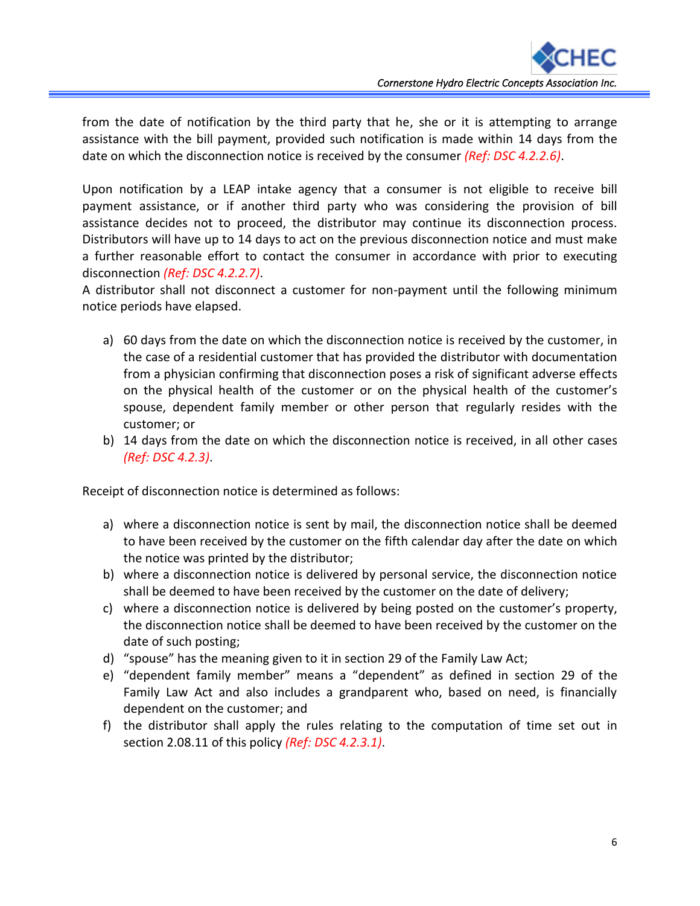from the date of notification by the third party that he, she or it is attempting to arrange assistance with the bill payment, provided such notification is made within 14 days from the date on which the disconnection notice is received by the consumer *(Ref: DSC 4.2.2.6)*.

Upon notification by a LEAP intake agency that a consumer is not eligible to receive bill payment assistance, or if another third party who was considering the provision of bill assistance decides not to proceed, the distributor may continue its disconnection process. Distributors will have up to 14 days to act on the previous disconnection notice and must make a further reasonable effort to contact the consumer in accordance with prior to executing disconnection *(Ref: DSC 4.2.2.7)*.
A distributor shall not disconnect a customer for non-payment until the following minimum notice periods have elapsed.

a) 60 days from the date on which the disconnection notice is received by the customer, in the case of a residential customer that has provided the distributor with documentation from a physician confirming that disconnection poses a risk of significant adverse effects on the physical health of the customer or on the physical health of the customer's spouse, dependent family member or other person that regularly resides with the customer; or
b) 14 days from the date on which the disconnection notice is received, in all other cases *(Ref: DSC 4.2.3)*.

Receipt of disconnection notice is determined as follows:

a) where a disconnection notice is sent by mail, the disconnection notice shall be deemed to have been received by the customer on the fifth calendar day after the date on which the notice was printed by the distributor;
b) where a disconnection notice is delivered by personal service, the disconnection notice shall be deemed to have been received by the customer on the date of delivery;
c) where a disconnection notice is delivered by being posted on the customer's property, the disconnection notice shall be deemed to have been received by the customer on the date of such posting;
d) "spouse" has the meaning given to it in section 29 of the Family Law Act;
e) "dependent family member" means a "dependent" as defined in section 29 of the Family Law Act and also includes a grandparent who, based on need, is financially dependent on the customer; and
f) the distributor shall apply the rules relating to the computation of time set out in section 2.08.11 of this policy *(Ref: DSC 4.2.3.1)*.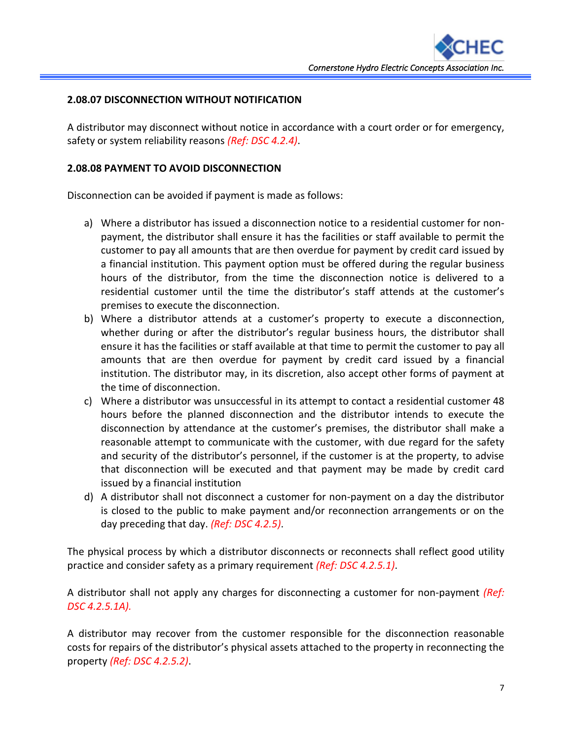**2.08.07 DISCONNECTION WITHOUT NOTIFICATION**

A distributor may disconnect without notice in accordance with a court order or for emergency, safety or system reliability reasons *(Ref: DSC 4.2.4)*.

**2.08.08 PAYMENT TO AVOID DISCONNECTION**

Disconnection can be avoided if payment is made as follows:

a) Where a distributor has issued a disconnection notice to a residential customer for non-payment, the distributor shall ensure it has the facilities or staff available to permit the customer to pay all amounts that are then overdue for payment by credit card issued by a financial institution. This payment option must be offered during the regular business hours of the distributor, from the time the disconnection notice is delivered to a residential customer until the time the distributor's staff attends at the customer's premises to execute the disconnection.
b) Where a distributor attends at a customer's property to execute a disconnection, whether during or after the distributor's regular business hours, the distributor shall ensure it has the facilities or staff available at that time to permit the customer to pay all amounts that are then overdue for payment by credit card issued by a financial institution. The distributor may, in its discretion, also accept other forms of payment at the time of disconnection.
c) Where a distributor was unsuccessful in its attempt to contact a residential customer 48 hours before the planned disconnection and the distributor intends to execute the disconnection by attendance at the customer's premises, the distributor shall make a reasonable attempt to communicate with the customer, with due regard for the safety and security of the distributor's personnel, if the customer is at the property, to advise that disconnection will be executed and that payment may be made by credit card issued by a financial institution
d) A distributor shall not disconnect a customer for non-payment on a day the distributor is closed to the public to make payment and/or reconnection arrangements or on the day preceding that day. *(Ref: DSC 4.2.5)*.

The physical process by which a distributor disconnects or reconnects shall reflect good utility practice and consider safety as a primary requirement *(Ref: DSC 4.2.5.1)*.

A distributor shall not apply any charges for disconnecting a customer for non-payment *(Ref: DSC 4.2.5.1A).*

A distributor may recover from the customer responsible for the disconnection reasonable costs for repairs of the distributor's physical assets attached to the property in reconnecting the property *(Ref: DSC 4.2.5.2)*.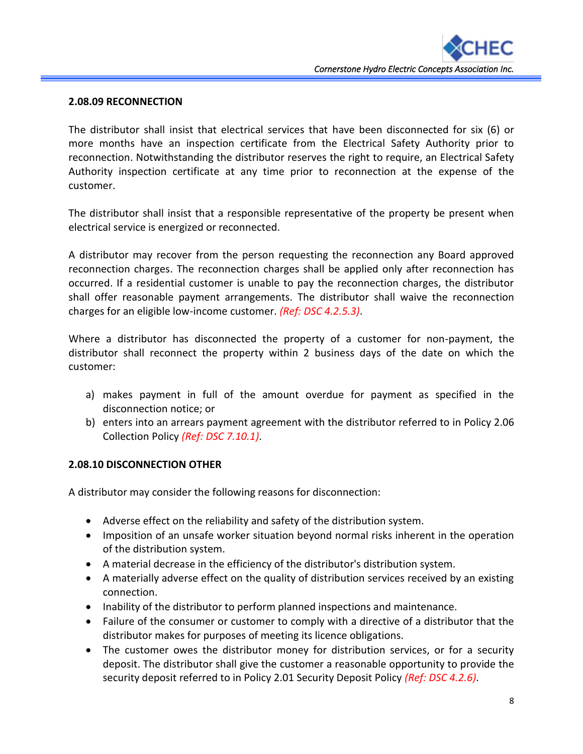### 2.08.09 RECONNECTION

The distributor shall insist that electrical services that have been disconnected for six (6) or more months have an inspection certificate from the Electrical Safety Authority prior to reconnection. Notwithstanding the distributor reserves the right to require, an Electrical Safety Authority inspection certificate at any time prior to reconnection at the expense of the customer.

The distributor shall insist that a responsible representative of the property be present when electrical service is energized or reconnected.

A distributor may recover from the person requesting the reconnection any Board approved reconnection charges. The reconnection charges shall be applied only after reconnection has occurred. If a residential customer is unable to pay the reconnection charges, the distributor shall offer reasonable payment arrangements. The distributor shall waive the reconnection charges for an eligible low-income customer. *(Ref: DSC 4.2.5.3)*.

Where a distributor has disconnected the property of a customer for non-payment, the distributor shall reconnect the property within 2 business days of the date on which the customer:

a) makes payment in full of the amount overdue for payment as specified in the disconnection notice; or
b) enters into an arrears payment agreement with the distributor referred to in Policy 2.06 Collection Policy *(Ref: DSC 7.10.1)*.

### 2.08.10 DISCONNECTION OTHER

A distributor may consider the following reasons for disconnection:

- Adverse effect on the reliability and safety of the distribution system.
- Imposition of an unsafe worker situation beyond normal risks inherent in the operation of the distribution system.
- A material decrease in the efficiency of the distributor's distribution system.
- A materially adverse effect on the quality of distribution services received by an existing connection.
- Inability of the distributor to perform planned inspections and maintenance.
- Failure of the consumer or customer to comply with a directive of a distributor that the distributor makes for purposes of meeting its licence obligations.
- The customer owes the distributor money for distribution services, or for a security deposit. The distributor shall give the customer a reasonable opportunity to provide the security deposit referred to in Policy 2.01 Security Deposit Policy *(Ref: DSC 4.2.6)*.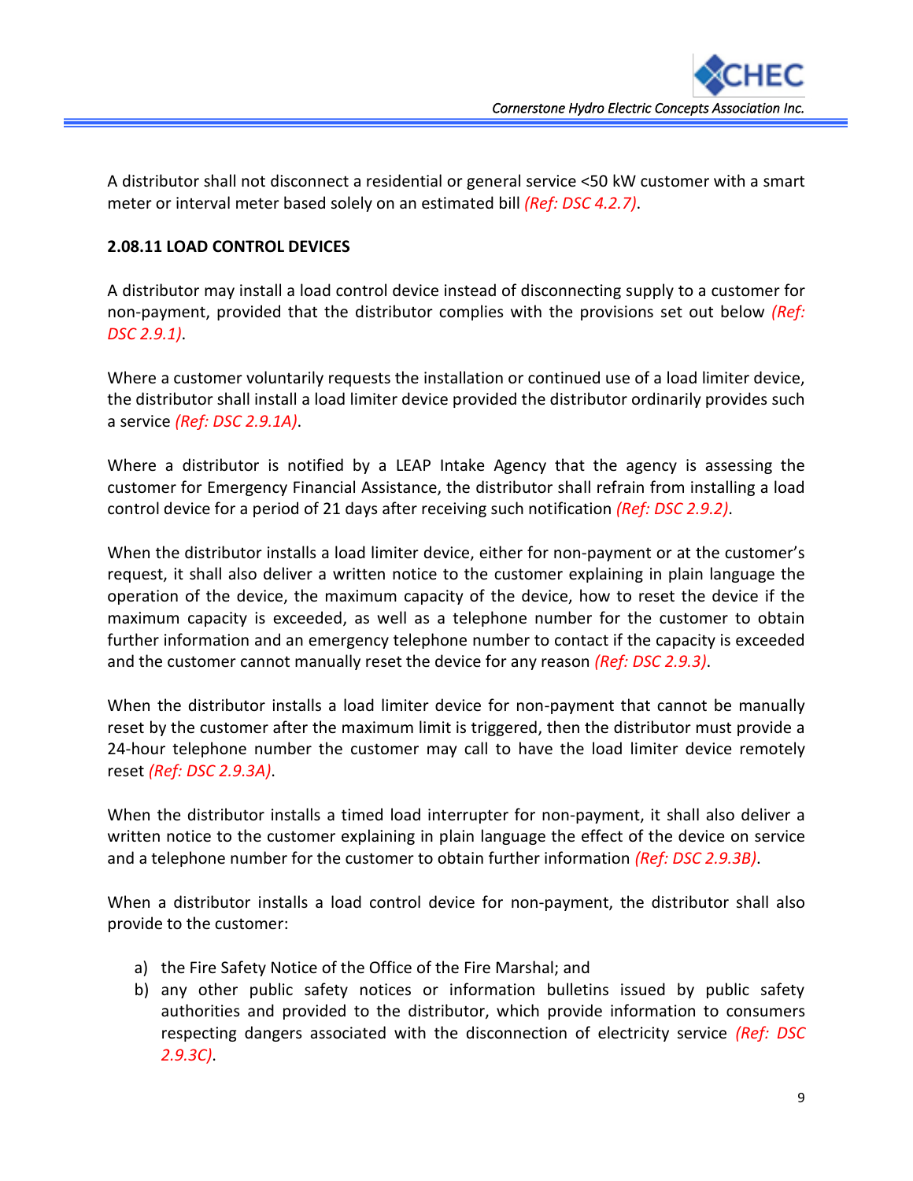A distributor shall not disconnect a residential or general service <50 kW customer with a smart meter or interval meter based solely on an estimated bill *(Ref: DSC 4.2.7)*.

**2.08.11 LOAD CONTROL DEVICES**

A distributor may install a load control device instead of disconnecting supply to a customer for non-payment, provided that the distributor complies with the provisions set out below *(Ref: DSC 2.9.1)*.

Where a customer voluntarily requests the installation or continued use of a load limiter device, the distributor shall install a load limiter device provided the distributor ordinarily provides such a service *(Ref: DSC 2.9.1A)*.

Where a distributor is notified by a LEAP Intake Agency that the agency is assessing the customer for Emergency Financial Assistance, the distributor shall refrain from installing a load control device for a period of 21 days after receiving such notification *(Ref: DSC 2.9.2)*.

When the distributor installs a load limiter device, either for non-payment or at the customer's request, it shall also deliver a written notice to the customer explaining in plain language the operation of the device, the maximum capacity of the device, how to reset the device if the maximum capacity is exceeded, as well as a telephone number for the customer to obtain further information and an emergency telephone number to contact if the capacity is exceeded and the customer cannot manually reset the device for any reason *(Ref: DSC 2.9.3)*.

When the distributor installs a load limiter device for non-payment that cannot be manually reset by the customer after the maximum limit is triggered, then the distributor must provide a 24-hour telephone number the customer may call to have the load limiter device remotely reset *(Ref: DSC 2.9.3A)*.

When the distributor installs a timed load interrupter for non-payment, it shall also deliver a written notice to the customer explaining in plain language the effect of the device on service and a telephone number for the customer to obtain further information *(Ref: DSC 2.9.3B)*.

When a distributor installs a load control device for non-payment, the distributor shall also provide to the customer:

a) the Fire Safety Notice of the Office of the Fire Marshal; and
b) any other public safety notices or information bulletins issued by public safety authorities and provided to the distributor, which provide information to consumers respecting dangers associated with the disconnection of electricity service *(Ref: DSC 2.9.3C)*.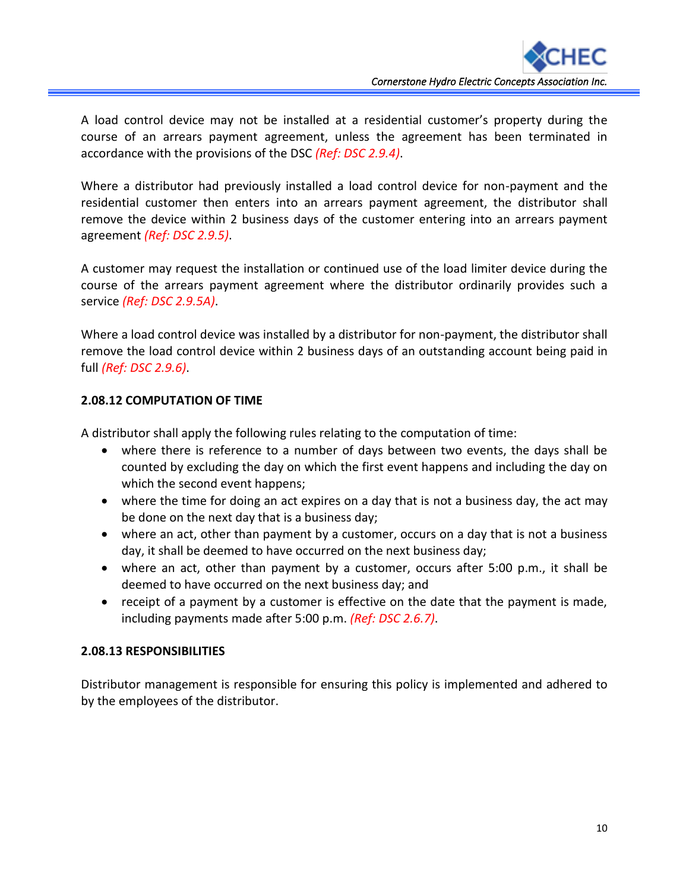A load control device may not be installed at a residential customer's property during the course of an arrears payment agreement, unless the agreement has been terminated in accordance with the provisions of the DSC *(Ref: DSC 2.9.4)*.

Where a distributor had previously installed a load control device for non-payment and the residential customer then enters into an arrears payment agreement, the distributor shall remove the device within 2 business days of the customer entering into an arrears payment agreement *(Ref: DSC 2.9.5)*.

A customer may request the installation or continued use of the load limiter device during the course of the arrears payment agreement where the distributor ordinarily provides such a service *(Ref: DSC 2.9.5A)*.

Where a load control device was installed by a distributor for non-payment, the distributor shall remove the load control device within 2 business days of an outstanding account being paid in full *(Ref: DSC 2.9.6)*.

**2.08.12 COMPUTATION OF TIME**

A distributor shall apply the following rules relating to the computation of time:

- where there is reference to a number of days between two events, the days shall be counted by excluding the day on which the first event happens and including the day on which the second event happens;
- where the time for doing an act expires on a day that is not a business day, the act may be done on the next day that is a business day;
- where an act, other than payment by a customer, occurs on a day that is not a business day, it shall be deemed to have occurred on the next business day;
- where an act, other than payment by a customer, occurs after 5:00 p.m., it shall be deemed to have occurred on the next business day; and
- receipt of a payment by a customer is effective on the date that the payment is made, including payments made after 5:00 p.m. *(Ref: DSC 2.6.7)*.

**2.08.13 RESPONSIBILITIES**

Distributor management is responsible for ensuring this policy is implemented and adhered to by the employees of the distributor.